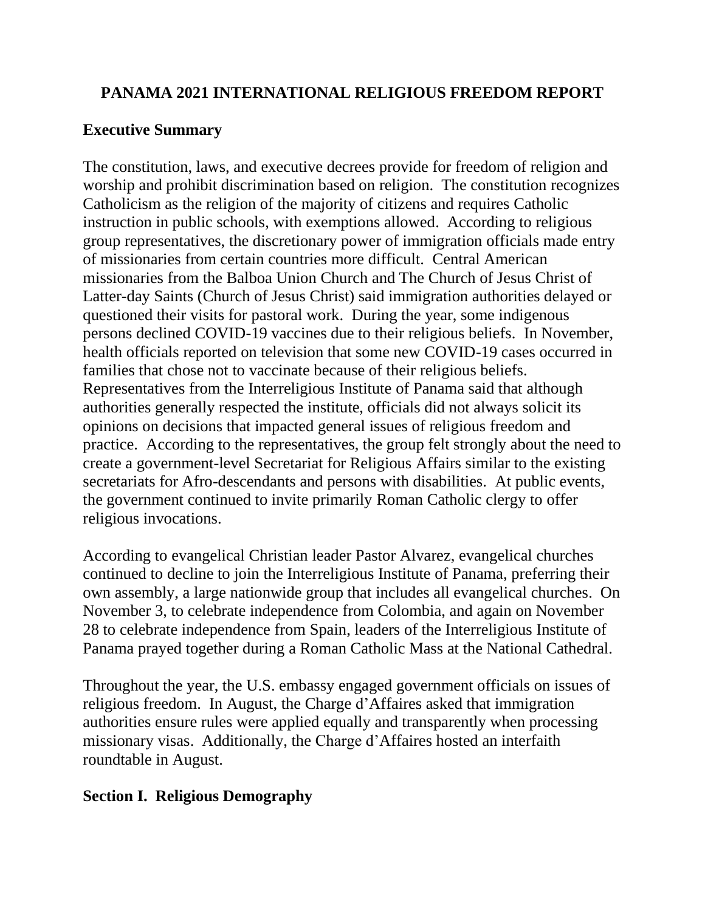# PANAMA 2021 INTERNATIONAL RELIGIOUS FREEDOM REPORT

## Executive Summary

The constitution, laws, and executive decrees provide for freedom of religion and worship and prohibit discrimination based on religion. The constitution recognizes Catholicism as the religion of the majority of citizens and requires Catholic instruction in public schools, with exemptions allowed. According to religious group representatives, the discretionary power of immigration officials made entry of missionaries from certain countries more difficult. Central American missionaries from the Balboa Union Church and The Church of Jesus Christ of Latter-day Saints (Church of Jesus Christ) said immigration authorities delayed or questioned their visits for pastoral work. During the year, some indigenous persons declined COVID-19 vaccines due to their religious beliefs. In November, health officials reported on television that some new COVID-19 cases occurred in families that chose not to vaccinate because of their religious beliefs. Representatives from the Interreligious Institute of Panama said that although authorities generally respected the institute, officials did not always solicit its opinions on decisions that impacted general issues of religious freedom and practice. According to the representatives, the group felt strongly about the need to create a government-level Secretariat for Religious Affairs similar to the existing secretariats for Afro-descendants and persons with disabilities. At public events, the government continued to invite primarily Roman Catholic clergy to offer religious invocations.

According to evangelical Christian leader Pastor Alvarez, evangelical churches continued to decline to join the Interreligious Institute of Panama, preferring their own assembly, a large nationwide group that includes all evangelical churches. On November 3, to celebrate independence from Colombia, and again on November 28 to celebrate independence from Spain, leaders of the Interreligious Institute of Panama prayed together during a Roman Catholic Mass at the National Cathedral.

Throughout the year, the U.S. embassy engaged government officials on issues of religious freedom. In August, the Charge d'Affaires asked that immigration authorities ensure rules were applied equally and transparently when processing missionary visas. Additionally, the Charge d'Affaires hosted an interfaith roundtable in August.

## Section I. Religious Demography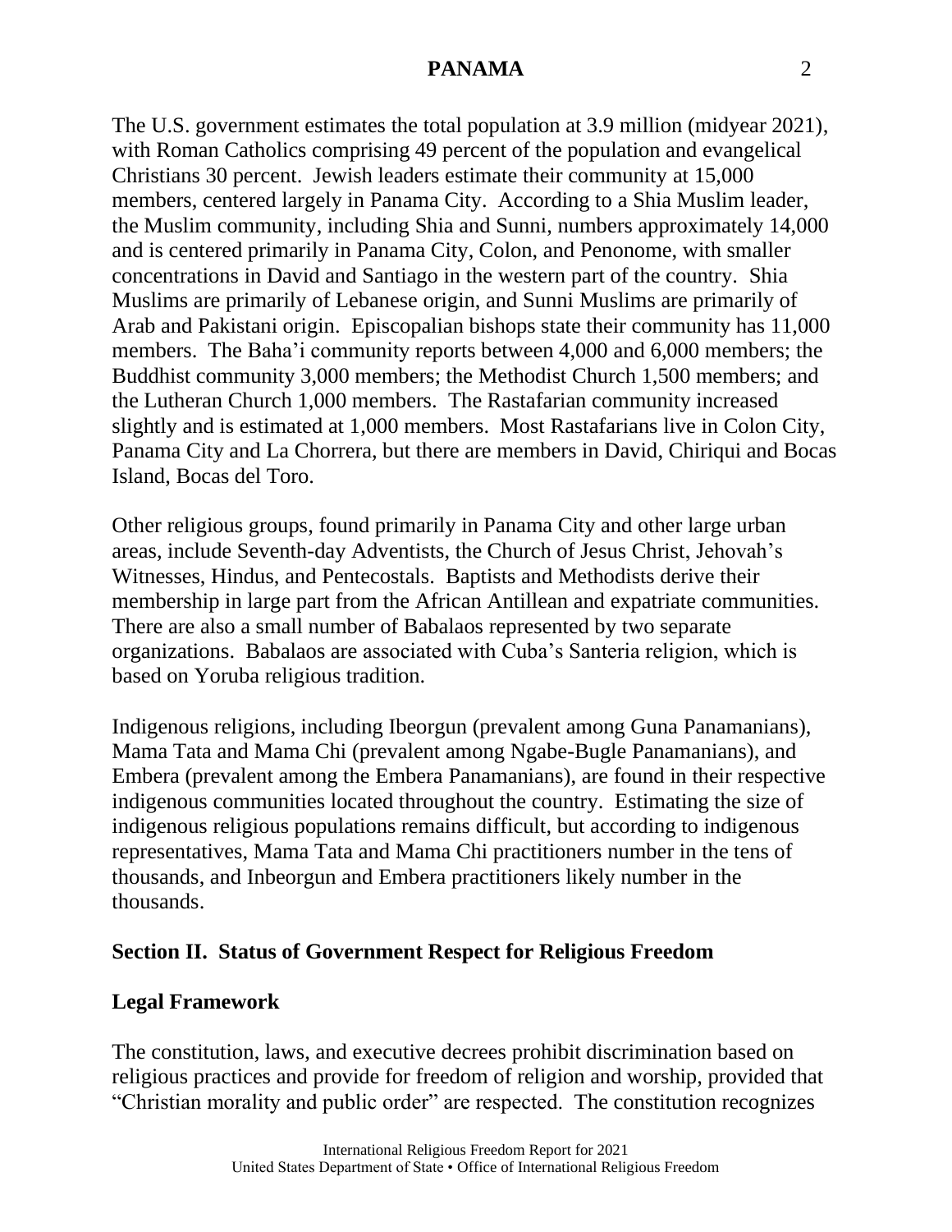The U.S. government estimates the total population at 3.9 million (midyear 2021), with Roman Catholics comprising 49 percent of the population and evangelical Christians 30 percent. Jewish leaders estimate their community at 15,000 members, centered largely in Panama City. According to a Shia Muslim leader, the Muslim community, including Shia and Sunni, numbers approximately 14,000 and is centered primarily in Panama City, Colon, and Penonome, with smaller concentrations in David and Santiago in the western part of the country. Shia Muslims are primarily of Lebanese origin, and Sunni Muslims are primarily of Arab and Pakistani origin. Episcopalian bishops state their community has 11,000 members. The Baha'i community reports between 4,000 and 6,000 members; the Buddhist community 3,000 members; the Methodist Church 1,500 members; and the Lutheran Church 1,000 members. The Rastafarian community increased slightly and is estimated at 1,000 members. Most Rastafarians live in Colon City, Panama City and La Chorrera, but there are members in David, Chiriqui and Bocas Island, Bocas del Toro.

Other religious groups, found primarily in Panama City and other large urban areas, include Seventh-day Adventists, the Church of Jesus Christ, Jehovah's Witnesses, Hindus, and Pentecostals. Baptists and Methodists derive their membership in large part from the African Antillean and expatriate communities. There are also a small number of Babalaos represented by two separate organizations. Babalaos are associated with Cuba's Santeria religion, which is based on Yoruba religious tradition.

Indigenous religions, including Ibeorgun (prevalent among Guna Panamanians), Mama Tata and Mama Chi (prevalent among Ngabe-Bugle Panamanians), and Embera (prevalent among the Embera Panamanians), are found in their respective indigenous communities located throughout the country. Estimating the size of indigenous religious populations remains difficult, but according to indigenous representatives, Mama Tata and Mama Chi practitioners number in the tens of thousands, and Inbeorgun and Embera practitioners likely number in the thousands.

## Section II. Status of Government Respect for Religious Freedom

### Legal Framework

The constitution, laws, and executive decrees prohibit discrimination based on religious practices and provide for freedom of religion and worship, provided that "Christian morality and public order" are respected. The constitution recognizes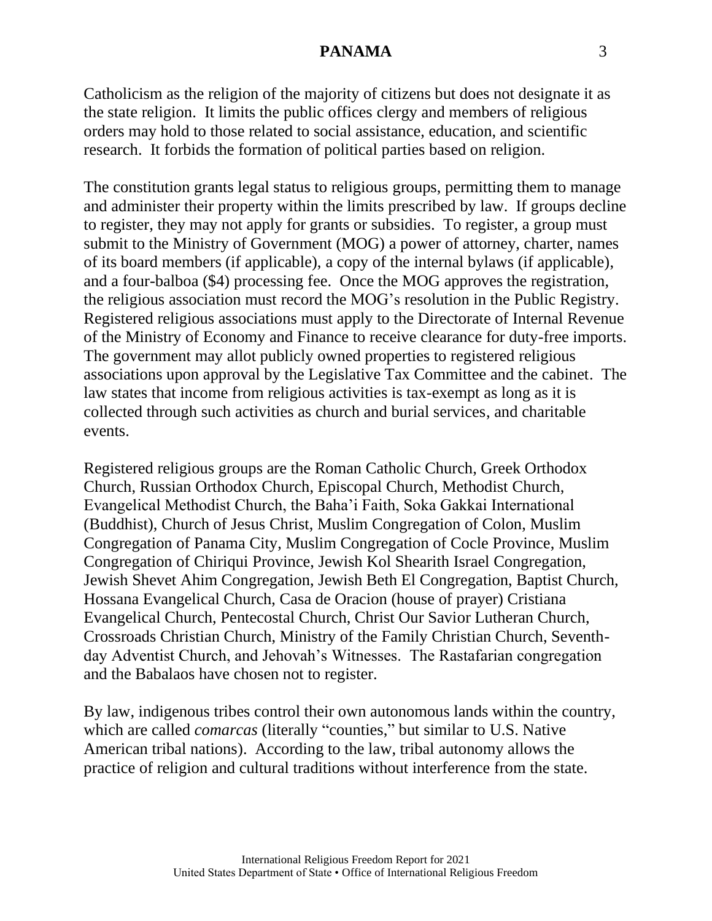Catholicism as the religion of the majority of citizens but does not designate it as the state religion. It limits the public offices clergy and members of religious orders may hold to those related to social assistance, education, and scientific research. It forbids the formation of political parties based on religion.

The constitution grants legal status to religious groups, permitting them to manage and administer their property within the limits prescribed by law. If groups decline to register, they may not apply for grants or subsidies. To register, a group must submit to the Ministry of Government (MOG) a power of attorney, charter, names of its board members (if applicable), a copy of the internal bylaws (if applicable), and a four-balboa ($4) processing fee. Once the MOG approves the registration, the religious association must record the MOG's resolution in the Public Registry. Registered religious associations must apply to the Directorate of Internal Revenue of the Ministry of Economy and Finance to receive clearance for duty-free imports. The government may allot publicly owned properties to registered religious associations upon approval by the Legislative Tax Committee and the cabinet. The law states that income from religious activities is tax-exempt as long as it is collected through such activities as church and burial services, and charitable events.

Registered religious groups are the Roman Catholic Church, Greek Orthodox Church, Russian Orthodox Church, Episcopal Church, Methodist Church, Evangelical Methodist Church, the Baha'i Faith, Soka Gakkai International (Buddhist), Church of Jesus Christ, Muslim Congregation of Colon, Muslim Congregation of Panama City, Muslim Congregation of Cocle Province, Muslim Congregation of Chiriqui Province, Jewish Kol Shearith Israel Congregation, Jewish Shevet Ahim Congregation, Jewish Beth El Congregation, Baptist Church, Hossana Evangelical Church, Casa de Oracion (house of prayer) Cristiana Evangelical Church, Pentecostal Church, Christ Our Savior Lutheran Church, Crossroads Christian Church, Ministry of the Family Christian Church, Seventh-day Adventist Church, and Jehovah's Witnesses. The Rastafarian congregation and the Babalaos have chosen not to register.

By law, indigenous tribes control their own autonomous lands within the country, which are called *comarcas* (literally "counties," but similar to U.S. Native American tribal nations). According to the law, tribal autonomy allows the practice of religion and cultural traditions without interference from the state.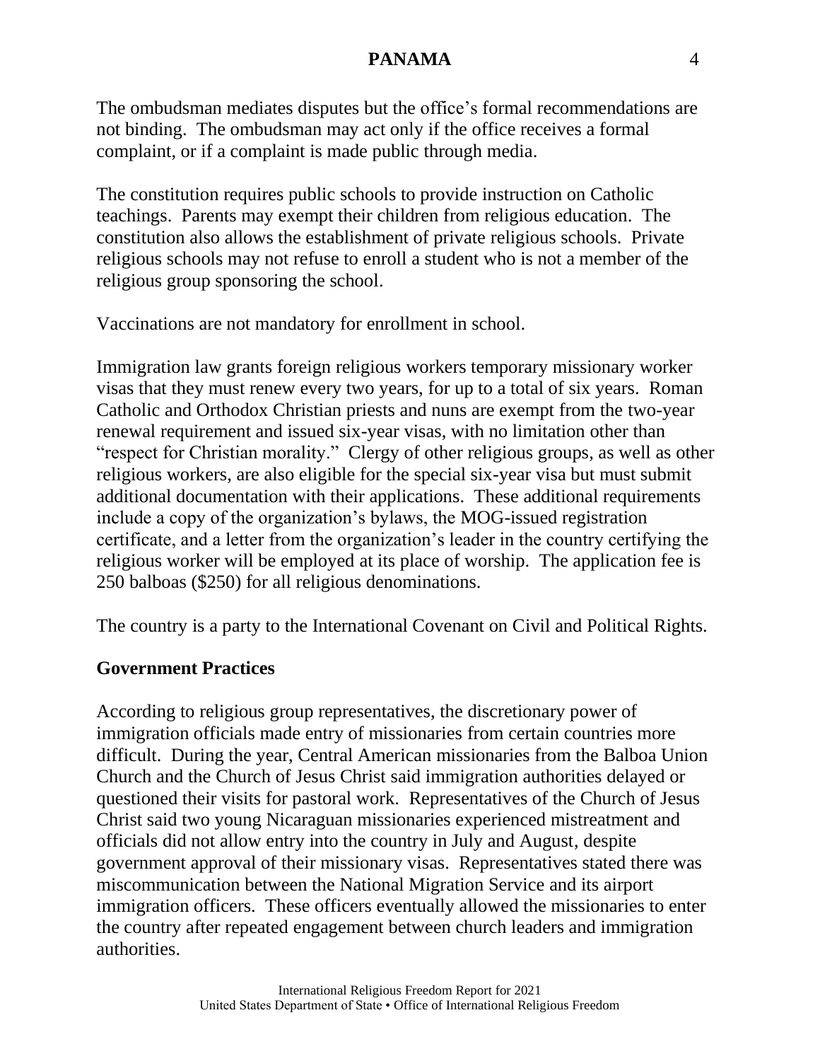The ombudsman mediates disputes but the office's formal recommendations are not binding. The ombudsman may act only if the office receives a formal complaint, or if a complaint is made public through media.

The constitution requires public schools to provide instruction on Catholic teachings. Parents may exempt their children from religious education. The constitution also allows the establishment of private religious schools. Private religious schools may not refuse to enroll a student who is not a member of the religious group sponsoring the school.

Vaccinations are not mandatory for enrollment in school.

Immigration law grants foreign religious workers temporary missionary worker visas that they must renew every two years, for up to a total of six years. Roman Catholic and Orthodox Christian priests and nuns are exempt from the two-year renewal requirement and issued six-year visas, with no limitation other than "respect for Christian morality." Clergy of other religious groups, as well as other religious workers, are also eligible for the special six-year visa but must submit additional documentation with their applications. These additional requirements include a copy of the organization's bylaws, the MOG-issued registration certificate, and a letter from the organization's leader in the country certifying the religious worker will be employed at its place of worship. The application fee is 250 balboas ($250) for all religious denominations.

The country is a party to the International Covenant on Civil and Political Rights.

## Government Practices

According to religious group representatives, the discretionary power of immigration officials made entry of missionaries from certain countries more difficult. During the year, Central American missionaries from the Balboa Union Church and the Church of Jesus Christ said immigration authorities delayed or questioned their visits for pastoral work. Representatives of the Church of Jesus Christ said two young Nicaraguan missionaries experienced mistreatment and officials did not allow entry into the country in July and August, despite government approval of their missionary visas. Representatives stated there was miscommunication between the National Migration Service and its airport immigration officers. These officers eventually allowed the missionaries to enter the country after repeated engagement between church leaders and immigration authorities.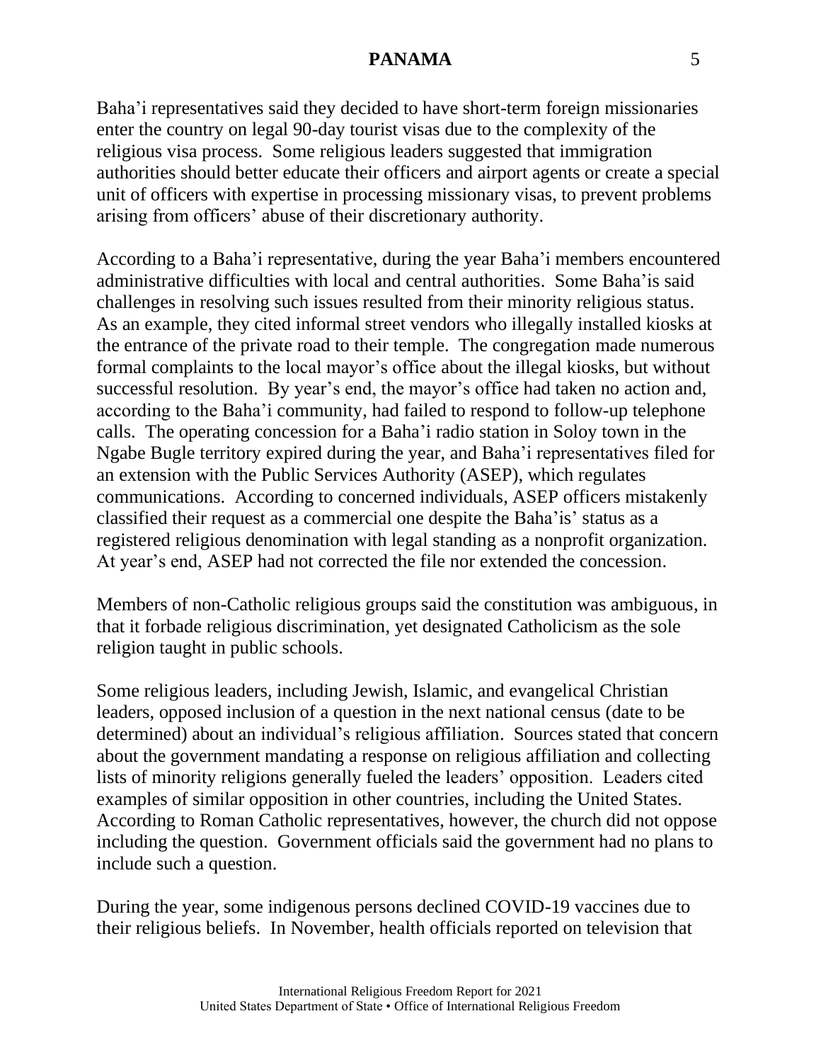Baha'i representatives said they decided to have short-term foreign missionaries enter the country on legal 90-day tourist visas due to the complexity of the religious visa process. Some religious leaders suggested that immigration authorities should better educate their officers and airport agents or create a special unit of officers with expertise in processing missionary visas, to prevent problems arising from officers' abuse of their discretionary authority.

According to a Baha'i representative, during the year Baha'i members encountered administrative difficulties with local and central authorities. Some Baha'is said challenges in resolving such issues resulted from their minority religious status. As an example, they cited informal street vendors who illegally installed kiosks at the entrance of the private road to their temple. The congregation made numerous formal complaints to the local mayor's office about the illegal kiosks, but without successful resolution. By year's end, the mayor's office had taken no action and, according to the Baha'i community, had failed to respond to follow-up telephone calls. The operating concession for a Baha'i radio station in Soloy town in the Ngabe Bugle territory expired during the year, and Baha'i representatives filed for an extension with the Public Services Authority (ASEP), which regulates communications. According to concerned individuals, ASEP officers mistakenly classified their request as a commercial one despite the Baha'is' status as a registered religious denomination with legal standing as a nonprofit organization. At year's end, ASEP had not corrected the file nor extended the concession.

Members of non-Catholic religious groups said the constitution was ambiguous, in that it forbade religious discrimination, yet designated Catholicism as the sole religion taught in public schools.

Some religious leaders, including Jewish, Islamic, and evangelical Christian leaders, opposed inclusion of a question in the next national census (date to be determined) about an individual's religious affiliation. Sources stated that concern about the government mandating a response on religious affiliation and collecting lists of minority religions generally fueled the leaders' opposition. Leaders cited examples of similar opposition in other countries, including the United States. According to Roman Catholic representatives, however, the church did not oppose including the question. Government officials said the government had no plans to include such a question.

During the year, some indigenous persons declined COVID-19 vaccines due to their religious beliefs. In November, health officials reported on television that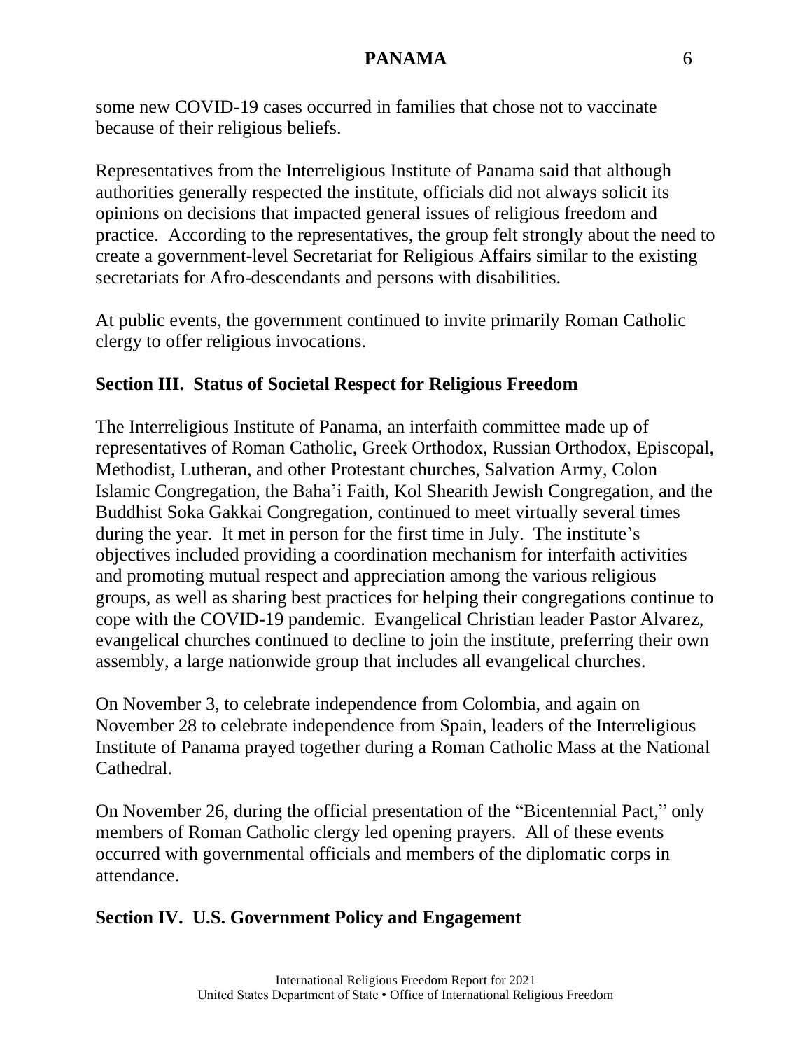some new COVID-19 cases occurred in families that chose not to vaccinate because of their religious beliefs.

Representatives from the Interreligious Institute of Panama said that although authorities generally respected the institute, officials did not always solicit its opinions on decisions that impacted general issues of religious freedom and practice. According to the representatives, the group felt strongly about the need to create a government-level Secretariat for Religious Affairs similar to the existing secretariats for Afro-descendants and persons with disabilities.

At public events, the government continued to invite primarily Roman Catholic clergy to offer religious invocations.

## Section III. Status of Societal Respect for Religious Freedom

The Interreligious Institute of Panama, an interfaith committee made up of representatives of Roman Catholic, Greek Orthodox, Russian Orthodox, Episcopal, Methodist, Lutheran, and other Protestant churches, Salvation Army, Colon Islamic Congregation, the Baha'i Faith, Kol Shearith Jewish Congregation, and the Buddhist Soka Gakkai Congregation, continued to meet virtually several times during the year. It met in person for the first time in July. The institute's objectives included providing a coordination mechanism for interfaith activities and promoting mutual respect and appreciation among the various religious groups, as well as sharing best practices for helping their congregations continue to cope with the COVID-19 pandemic. Evangelical Christian leader Pastor Alvarez, evangelical churches continued to decline to join the institute, preferring their own assembly, a large nationwide group that includes all evangelical churches.

On November 3, to celebrate independence from Colombia, and again on November 28 to celebrate independence from Spain, leaders of the Interreligious Institute of Panama prayed together during a Roman Catholic Mass at the National Cathedral.

On November 26, during the official presentation of the "Bicentennial Pact," only members of Roman Catholic clergy led opening prayers. All of these events occurred with governmental officials and members of the diplomatic corps in attendance.

## Section IV. U.S. Government Policy and Engagement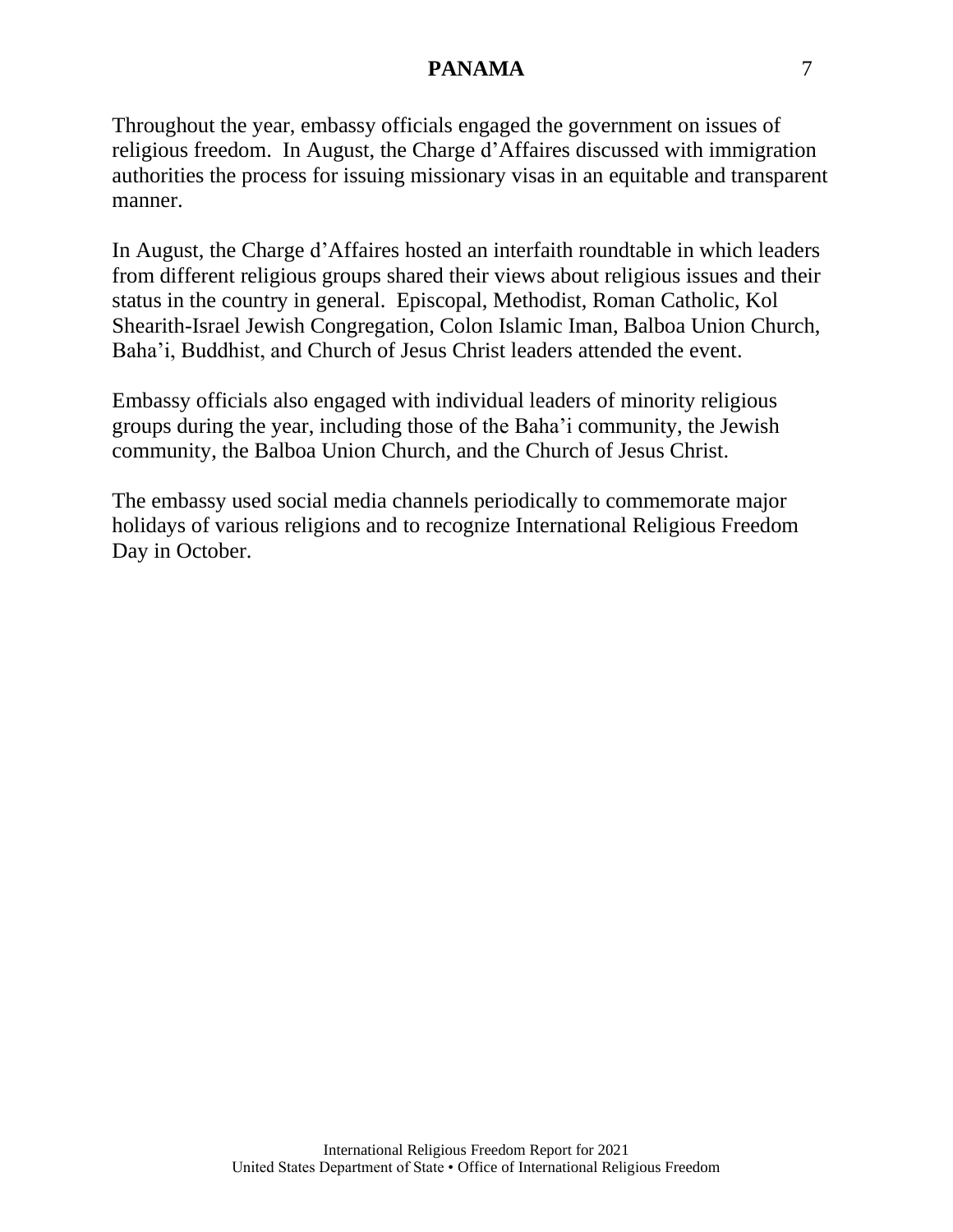Throughout the year, embassy officials engaged the government on issues of religious freedom. In August, the Charge d'Affaires discussed with immigration authorities the process for issuing missionary visas in an equitable and transparent manner.

In August, the Charge d'Affaires hosted an interfaith roundtable in which leaders from different religious groups shared their views about religious issues and their status in the country in general. Episcopal, Methodist, Roman Catholic, Kol Shearith-Israel Jewish Congregation, Colon Islamic Iman, Balboa Union Church, Baha'i, Buddhist, and Church of Jesus Christ leaders attended the event.

Embassy officials also engaged with individual leaders of minority religious groups during the year, including those of the Baha'i community, the Jewish community, the Balboa Union Church, and the Church of Jesus Christ.

The embassy used social media channels periodically to commemorate major holidays of various religions and to recognize International Religious Freedom Day in October.